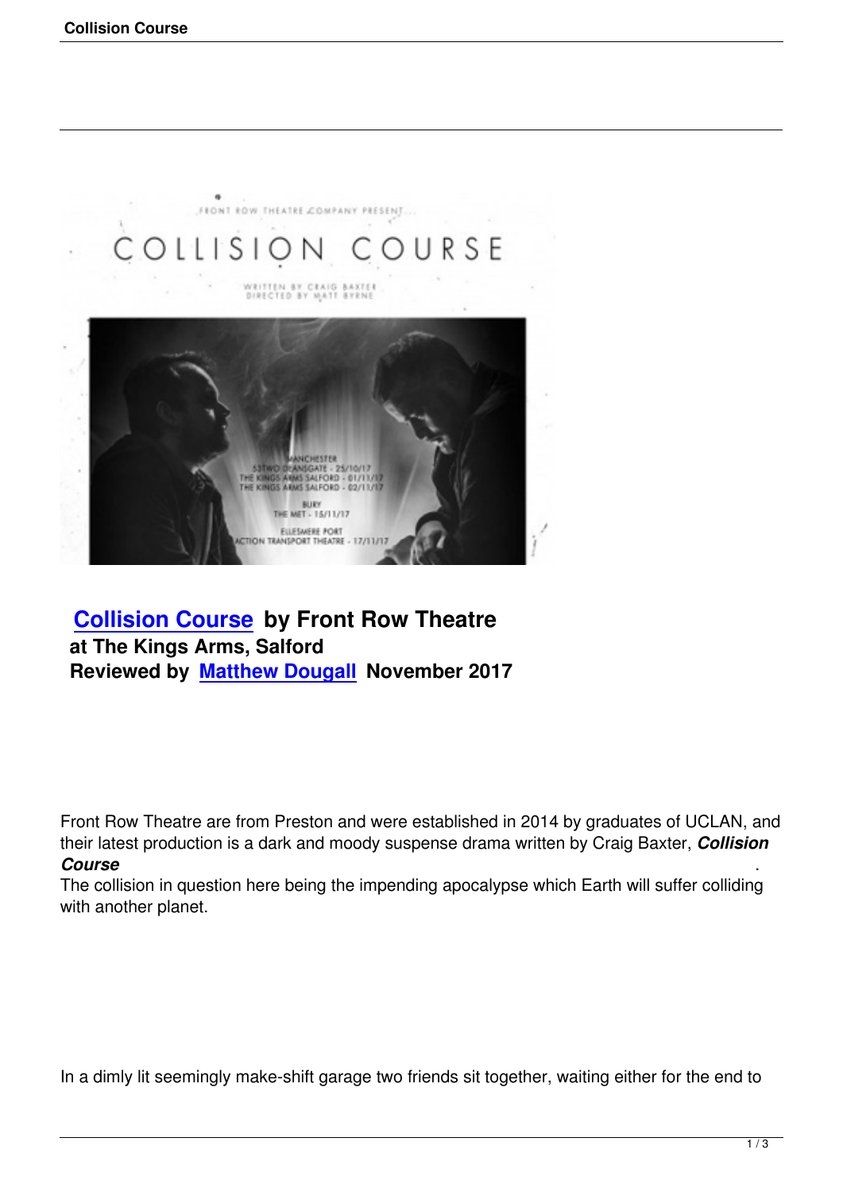**Collision Course by Front Row Theatre**
**at The Kings Arms, Salford**
**Reviewed by Matthew Dougall November 2017**

Front Row Theatre are from Preston and were established in 2014 by graduates of UCLAN, and their latest production is a dark and moody suspense drama written by Craig Baxter, ***Collision Course***. The collision in question here being the impending apocalypse which Earth will suffer colliding with another planet.

In a dimly lit seemingly make-shift garage two friends sit together, waiting either for the end to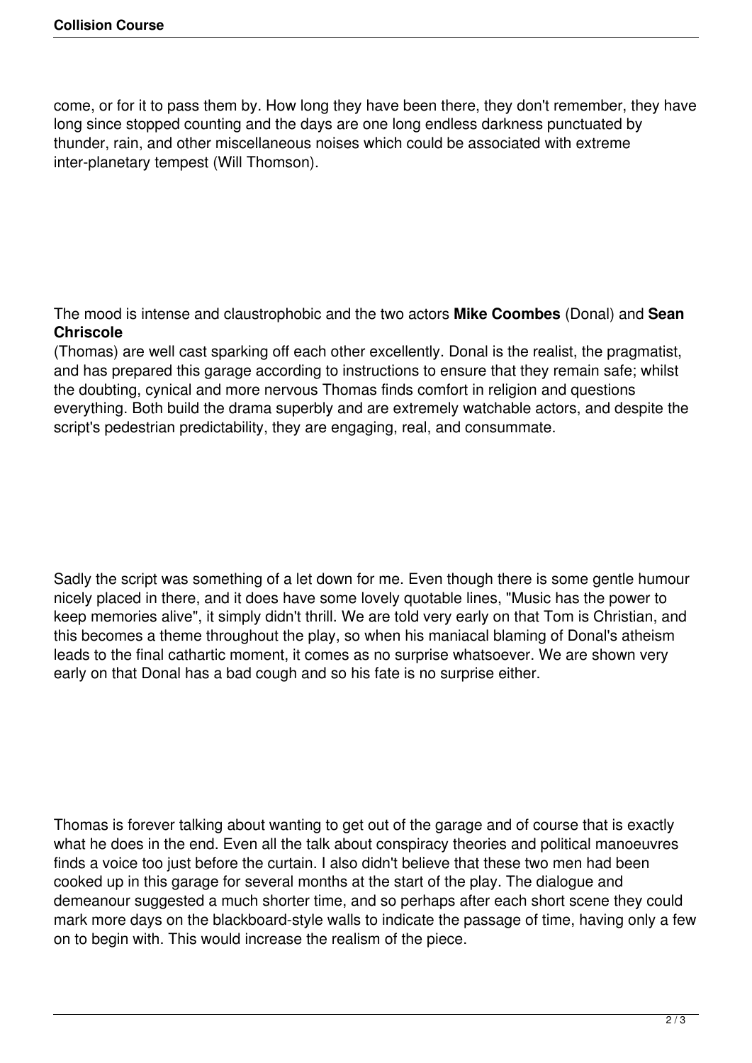come, or for it to pass them by. How long they have been there, they don't remember, they have long since stopped counting and the days are one long endless darkness punctuated by thunder, rain, and other miscellaneous noises which could be associated with extreme inter-planetary tempest (Will Thomson).

The mood is intense and claustrophobic and the two actors **Mike Coombes** (Donal) and **Sean Chriscole** (Thomas) are well cast sparking off each other excellently. Donal is the realist, the pragmatist, and has prepared this garage according to instructions to ensure that they remain safe; whilst the doubting, cynical and more nervous Thomas finds comfort in religion and questions everything. Both build the drama superbly and are extremely watchable actors, and despite the script's pedestrian predictability, they are engaging, real, and consummate.

Sadly the script was something of a let down for me. Even though there is some gentle humour nicely placed in there, and it does have some lovely quotable lines, "Music has the power to keep memories alive", it simply didn't thrill. We are told very early on that Tom is Christian, and this becomes a theme throughout the play, so when his maniacal blaming of Donal's atheism leads to the final cathartic moment, it comes as no surprise whatsoever. We are shown very early on that Donal has a bad cough and so his fate is no surprise either.

Thomas is forever talking about wanting to get out of the garage and of course that is exactly what he does in the end. Even all the talk about conspiracy theories and political manoeuvres finds a voice too just before the curtain. I also didn't believe that these two men had been cooked up in this garage for several months at the start of the play. The dialogue and demeanour suggested a much shorter time, and so perhaps after each short scene they could mark more days on the blackboard-style walls to indicate the passage of time, having only a few on to begin with. This would increase the realism of the piece.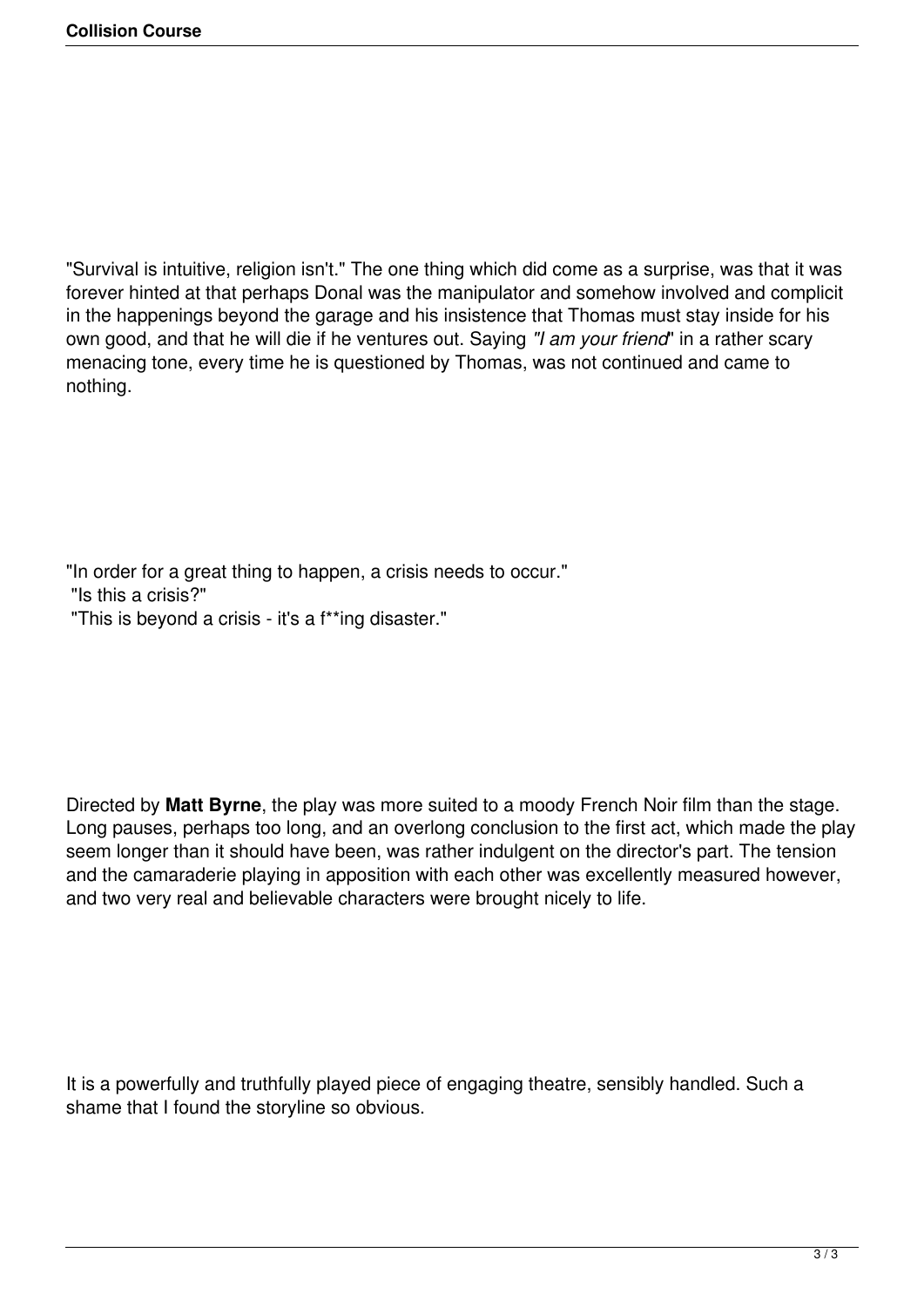"Survival is intuitive, religion isn't." The one thing which did come as a surprise, was that it was forever hinted at that perhaps Donal was the manipulator and somehow involved and complicit in the happenings beyond the garage and his insistence that Thomas must stay inside for his own good, and that he will die if he ventures out. Saying *"I am your friend"* in a rather scary menacing tone, every time he is questioned by Thomas, was not continued and came to nothing.

"In order for a great thing to happen, a crisis needs to occur."
"Is this a crisis?"
"This is beyond a crisis - it's a f**ing disaster."

Directed by **Matt Byrne**, the play was more suited to a moody French Noir film than the stage. Long pauses, perhaps too long, and an overlong conclusion to the first act, which made the play seem longer than it should have been, was rather indulgent on the director's part. The tension and the camaraderie playing in apposition with each other was excellently measured however, and two very real and believable characters were brought nicely to life.

It is a powerfully and truthfully played piece of engaging theatre, sensibly handled. Such a shame that I found the storyline so obvious.